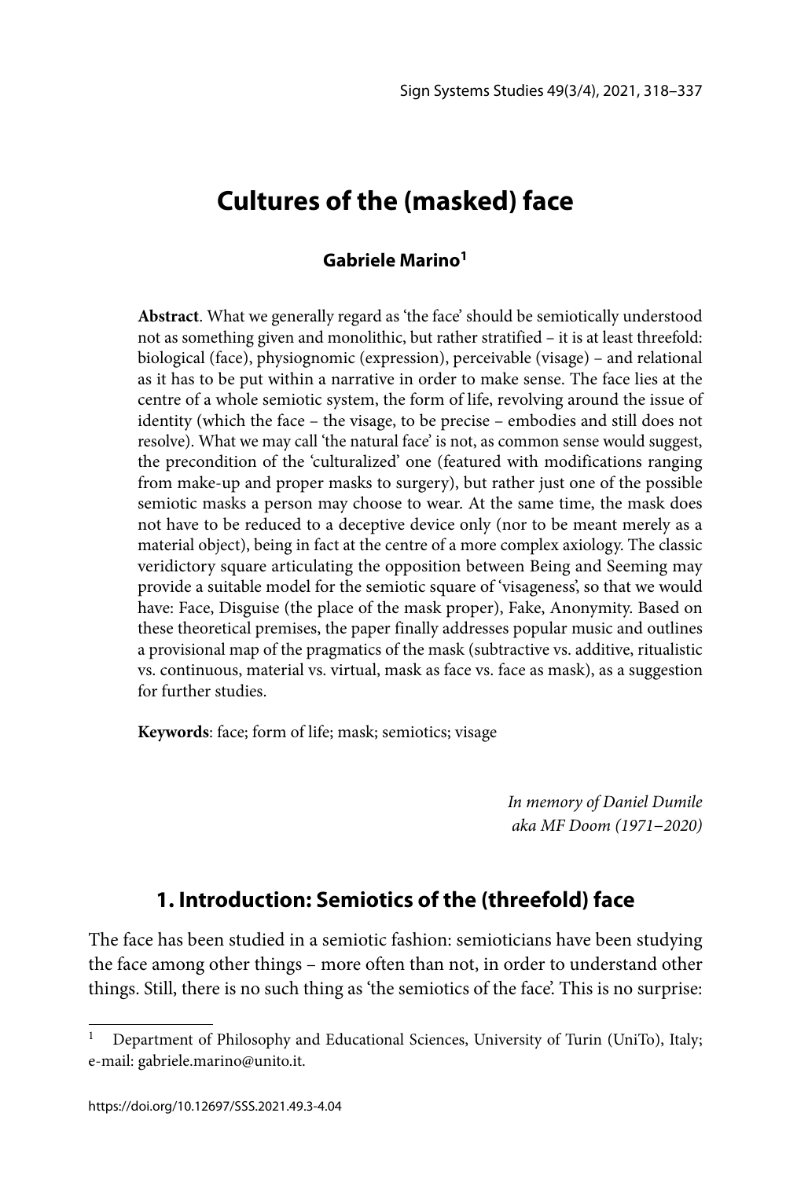# Cultures of the (masked) face

**Gabriele Marino**[1]

**Abstract**. What we generally regard as 'the face' should be semiotically understood not as something given and monolithic, but rather stratified – it is at least threefold: biological (face), physiognomic (expression), perceivable (visage) – and relational as it has to be put within a narrative in order to make sense. The face lies at the centre of a whole semiotic system, the form of life, revolving around the issue of identity (which the face – the visage, to be precise – embodies and still does not resolve). What we may call 'the natural face' is not, as common sense would suggest, the precondition of the 'culturalized' one (featured with modifications ranging from make-up and proper masks to surgery), but rather just one of the possible semiotic masks a person may choose to wear. At the same time, the mask does not have to be reduced to a deceptive device only (nor to be meant merely as a material object), being in fact at the centre of a more complex axiology. The classic veridictory square articulating the opposition between Being and Seeming may provide a suitable model for the semiotic square of 'visageness', so that we would have: Face, Disguise (the place of the mask proper), Fake, Anonymity. Based on these theoretical premises, the paper finally addresses popular music and outlines a provisional map of the pragmatics of the mask (subtractive vs. additive, ritualistic vs. continuous, material vs. virtual, mask as face vs. face as mask), as a suggestion for further studies.

**Keywords**: face; form of life; mask; semiotics; visage

*In memory of Daniel Dumile*
*aka MF Doom (1971–2020)*

## 1. Introduction: Semiotics of the (threefold) face

The face has been studied in a semiotic fashion: semioticians have been studying the face among other things – more often than not, in order to understand other things. Still, there is no such thing as 'the semiotics of the face'. This is no surprise:

[1] Department of Philosophy and Educational Sciences, University of Turin (UniTo), Italy; e-mail: gabriele.marino@unito.it.

https://doi.org/10.12697/SSS.2021.49.3-4.04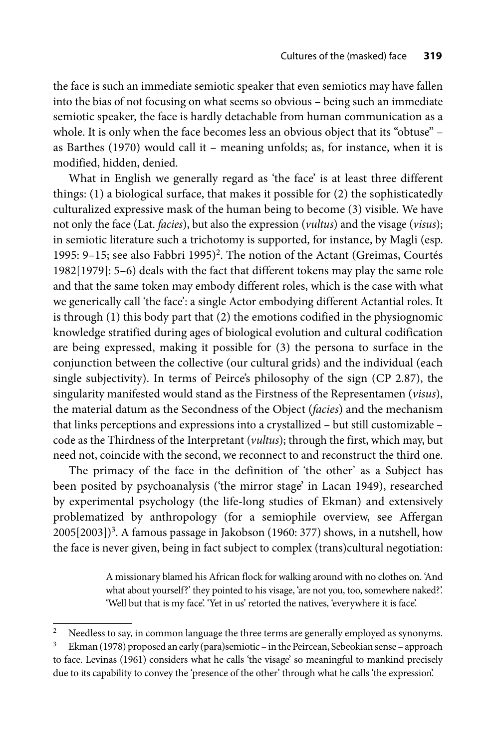the face is such an immediate semiotic speaker that even semiotics may have fallen into the bias of not focusing on what seems so obvious – being such an immediate semiotic speaker, the face is hardly detachable from human communication as a whole. It is only when the face becomes less an obvious object that its "obtuse" – as Barthes (1970) would call it – meaning unfolds; as, for instance, when it is modified, hidden, denied.

What in English we generally regard as 'the face' is at least three different things: (1) a biological surface, that makes it possible for (2) the sophisticatedly culturalized expressive mask of the human being to become (3) visible. We have not only the face (Lat. *facies*), but also the expression (*vultus*) and the visage (*visus*); in semiotic literature such a trichotomy is supported, for instance, by Magli (esp. 1995: 9–15; see also Fabbri 1995)[2]. The notion of the Actant (Greimas, Courtés 1982[1979]: 5–6) deals with the fact that different tokens may play the same role and that the same token may embody different roles, which is the case with what we generically call 'the face': a single Actor embodying different Actantial roles. It is through (1) this body part that (2) the emotions codified in the physiognomic knowledge stratified during ages of biological evolution and cultural codification are being expressed, making it possible for (3) the persona to surface in the conjunction between the collective (our cultural grids) and the individual (each single subjectivity). In terms of Peirce's philosophy of the sign (CP 2.87), the singularity manifested would stand as the Firstness of the Representamen (*visus*), the material datum as the Secondness of the Object (*facies*) and the mechanism that links perceptions and expressions into a crystallized – but still customizable – code as the Thirdness of the Interpretant (*vultus*); through the first, which may, but need not, coincide with the second, we reconnect to and reconstruct the third one.

The primacy of the face in the definition of 'the other' as a Subject has been posited by psychoanalysis ('the mirror stage' in Lacan 1949), researched by experimental psychology (the life-long studies of Ekman) and extensively problematized by anthropology (for a semiophile overview, see Affergan 2005[2003])[3]. A famous passage in Jakobson (1960: 377) shows, in a nutshell, how the face is never given, being in fact subject to complex (trans)cultural negotiation:

> A missionary blamed his African flock for walking around with no clothes on. 'And what about yourself?' they pointed to his visage, 'are not you, too, somewhere naked?'. 'Well but that is my face'. 'Yet in us' retorted the natives, 'everywhere it is face'.

---

[2] Needless to say, in common language the three terms are generally employed as synonyms.

[3] Ekman (1978) proposed an early (para)semiotic – in the Peircean, Sebeokian sense – approach to face. Levinas (1961) considers what he calls 'the visage' so meaningful to mankind precisely due to its capability to convey the 'presence of the other' through what he calls 'the expression'.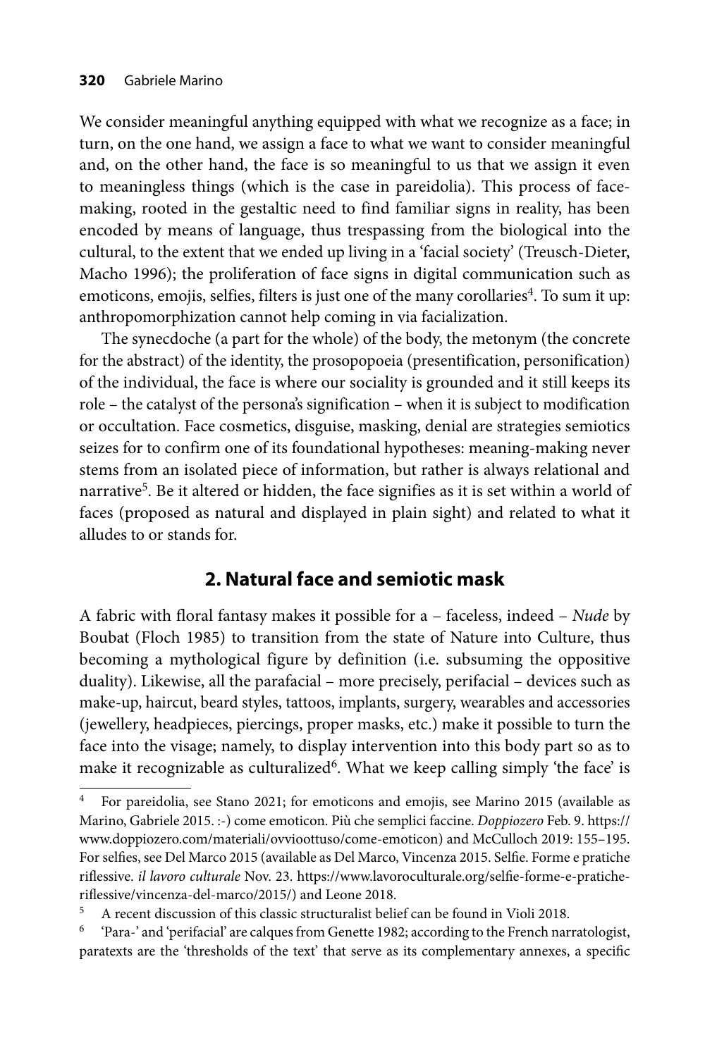We consider meaningful anything equipped with what we recognize as a face; in turn, on the one hand, we assign a face to what we want to consider meaningful and, on the other hand, the face is so meaningful to us that we assign it even to meaningless things (which is the case in pareidolia). This process of face-making, rooted in the gestaltic need to find familiar signs in reality, has been encoded by means of language, thus trespassing from the biological into the cultural, to the extent that we ended up living in a 'facial society' (Treusch-Dieter, Macho 1996); the proliferation of face signs in digital communication such as emoticons, emojis, selfies, filters is just one of the many corollaries[4]. To sum it up: anthropomorphization cannot help coming in via facialization.

The synecdoche (a part for the whole) of the body, the metonym (the concrete for the abstract) of the identity, the prosopopoeia (presentification, personification) of the individual, the face is where our sociality is grounded and it still keeps its role – the catalyst of the persona's signification – when it is subject to modification or occultation. Face cosmetics, disguise, masking, denial are strategies semiotics seizes for to confirm one of its foundational hypotheses: meaning-making never stems from an isolated piece of information, but rather is always relational and narrative[5]. Be it altered or hidden, the face signifies as it is set within a world of faces (proposed as natural and displayed in plain sight) and related to what it alludes to or stands for.

## 2. Natural face and semiotic mask

A fabric with floral fantasy makes it possible for a – faceless, indeed – *Nude* by Boubat (Floch 1985) to transition from the state of Nature into Culture, thus becoming a mythological figure by definition (i.e. subsuming the oppositive duality). Likewise, all the parafacial – more precisely, perifacial – devices such as make-up, haircut, beard styles, tattoos, implants, surgery, wearables and accessories (jewellery, headpieces, piercings, proper masks, etc.) make it possible to turn the face into the visage; namely, to display intervention into this body part so as to make it recognizable as culturalized[6]. What we keep calling simply 'the face' is

---

[4] For pareidolia, see Stano 2021; for emoticons and emojis, see Marino 2015 (available as Marino, Gabriele 2015. :-) come emoticon. Più che semplici faccine. *Doppiozero* Feb. 9. https://www.doppiozero.com/materiali/ovviottuso/come-emoticon) and McCulloch 2019: 155–195. For selfies, see Del Marco 2015 (available as Del Marco, Vincenza 2015. Selfie. Forme e pratiche riflessive. *il lavoro culturale* Nov. 23. https://www.lavoroculturale.org/selfie-forme-e-pratiche-riflessive/vincenza-del-marco/2015/) and Leone 2018.

[5] A recent discussion of this classic structuralist belief can be found in Violi 2018.

[6] 'Para-' and 'perifacial' are calques from Genette 1982; according to the French narratologist, paratexts are the 'thresholds of the text' that serve as its complementary annexes, a specific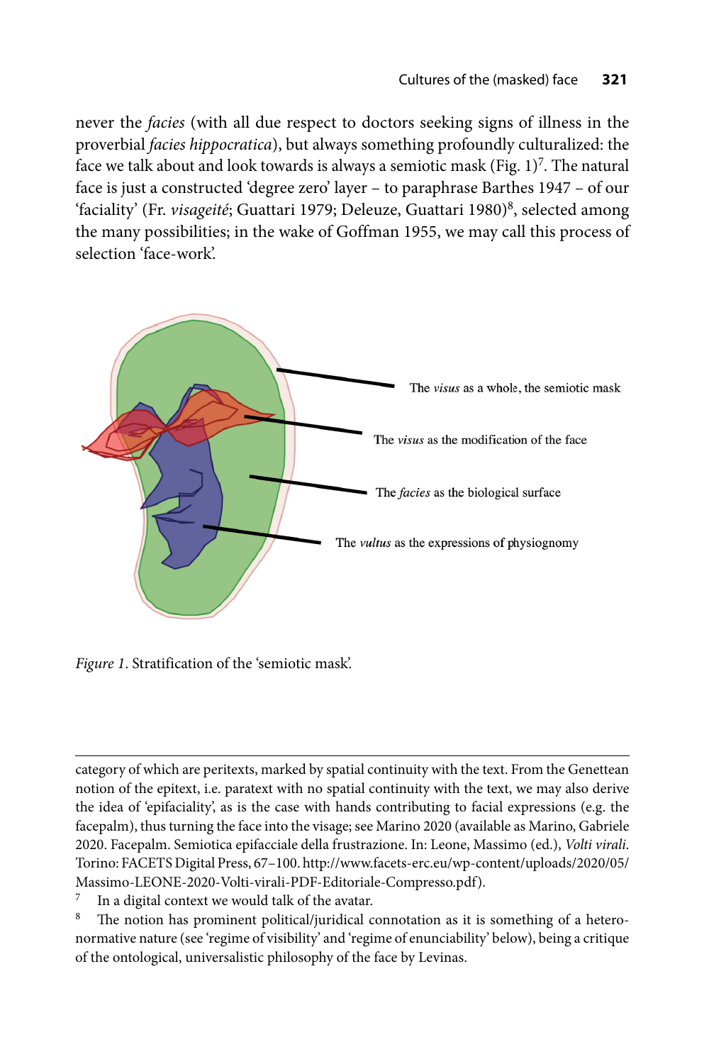never the *facies* (with all due respect to doctors seeking signs of illness in the proverbial *facies hippocratica*), but always something profoundly culturalized: the face we talk about and look towards is always a semiotic mask (Fig. 1)[7]. The natural face is just a constructed 'degree zero' layer – to paraphrase Barthes 1947 – of our 'faciality' (Fr. *visageité*; Guattari 1979; Deleuze, Guattari 1980)[8], selected among the many possibilities; in the wake of Goffman 1955, we may call this process of selection 'face-work'.

The *visus* as a whole, the semiotic mask

The *visus* as the modification of the face

The *facies* as the biological surface

The *vultus* as the expressions of physiognomy

*Figure 1*. Stratification of the 'semiotic mask'.

---

category of which are peritexts, marked by spatial continuity with the text. From the Genettean notion of the epitext, i.e. paratext with no spatial continuity with the text, we may also derive the idea of 'epifaciality', as is the case with hands contributing to facial expressions (e.g. the facepalm), thus turning the face into the visage; see Marino 2020 (available as Marino, Gabriele 2020. Facepalm. Semiotica epifacciale della frustrazione. In: Leone, Massimo (ed.), *Volti virali*. Torino: FACETS Digital Press, 67–100. http://www.facets-erc.eu/wp-content/uploads/2020/05/Massimo-LEONE-2020-Volti-virali-PDF-Editoriale-Compresso.pdf).

7 In a digital context we would talk of the avatar.

8 The notion has prominent political/juridical connotation as it is something of a hetero-normative nature (see 'regime of visibility' and 'regime of enunciability' below), being a critique of the ontological, universalistic philosophy of the face by Levinas.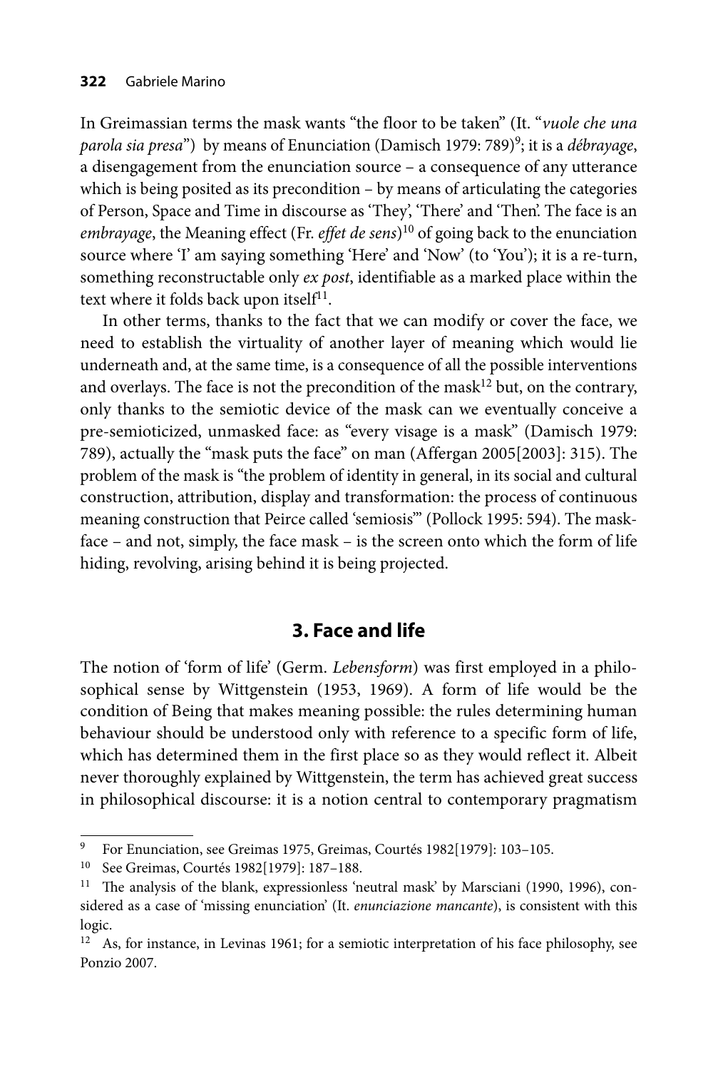In Greimassian terms the mask wants "the floor to be taken" (It. "*vuole che una parola sia presa*") by means of Enunciation (Damisch 1979: 789)[9]; it is a *débrayage*, a disengagement from the enunciation source – a consequence of any utterance which is being posited as its precondition – by means of articulating the categories of Person, Space and Time in discourse as 'They', 'There' and 'Then'. The face is an *embrayage*, the Meaning effect (Fr. *effet de sens*)[10] of going back to the enunciation source where 'I' am saying something 'Here' and 'Now' (to 'You'); it is a re-turn, something reconstructable only *ex post*, identifiable as a marked place within the text where it folds back upon itself[11].

In other terms, thanks to the fact that we can modify or cover the face, we need to establish the virtuality of another layer of meaning which would lie underneath and, at the same time, is a consequence of all the possible interventions and overlays. The face is not the precondition of the mask[12] but, on the contrary, only thanks to the semiotic device of the mask can we eventually conceive a pre-semioticized, unmasked face: as "every visage is a mask" (Damisch 1979: 789), actually the "mask puts the face" on man (Affergan 2005[2003]: 315). The problem of the mask is "the problem of identity in general, in its social and cultural construction, attribution, display and transformation: the process of continuous meaning construction that Peirce called 'semiosis'" (Pollock 1995: 594). The mask-face – and not, simply, the face mask – is the screen onto which the form of life hiding, revolving, arising behind it is being projected.

## 3. Face and life

The notion of 'form of life' (Germ. *Lebensform*) was first employed in a philosophical sense by Wittgenstein (1953, 1969). A form of life would be the condition of Being that makes meaning possible: the rules determining human behaviour should be understood only with reference to a specific form of life, which has determined them in the first place so as they would reflect it. Albeit never thoroughly explained by Wittgenstein, the term has achieved great success in philosophical discourse: it is a notion central to contemporary pragmatism

---

[9] For Enunciation, see Greimas 1975, Greimas, Courtés 1982[1979]: 103–105.

[10] See Greimas, Courtés 1982[1979]: 187–188.

[11] The analysis of the blank, expressionless 'neutral mask' by Marsciani (1990, 1996), considered as a case of 'missing enunciation' (It. *enunciazione mancante*), is consistent with this logic.

[12] As, for instance, in Levinas 1961; for a semiotic interpretation of his face philosophy, see Ponzio 2007.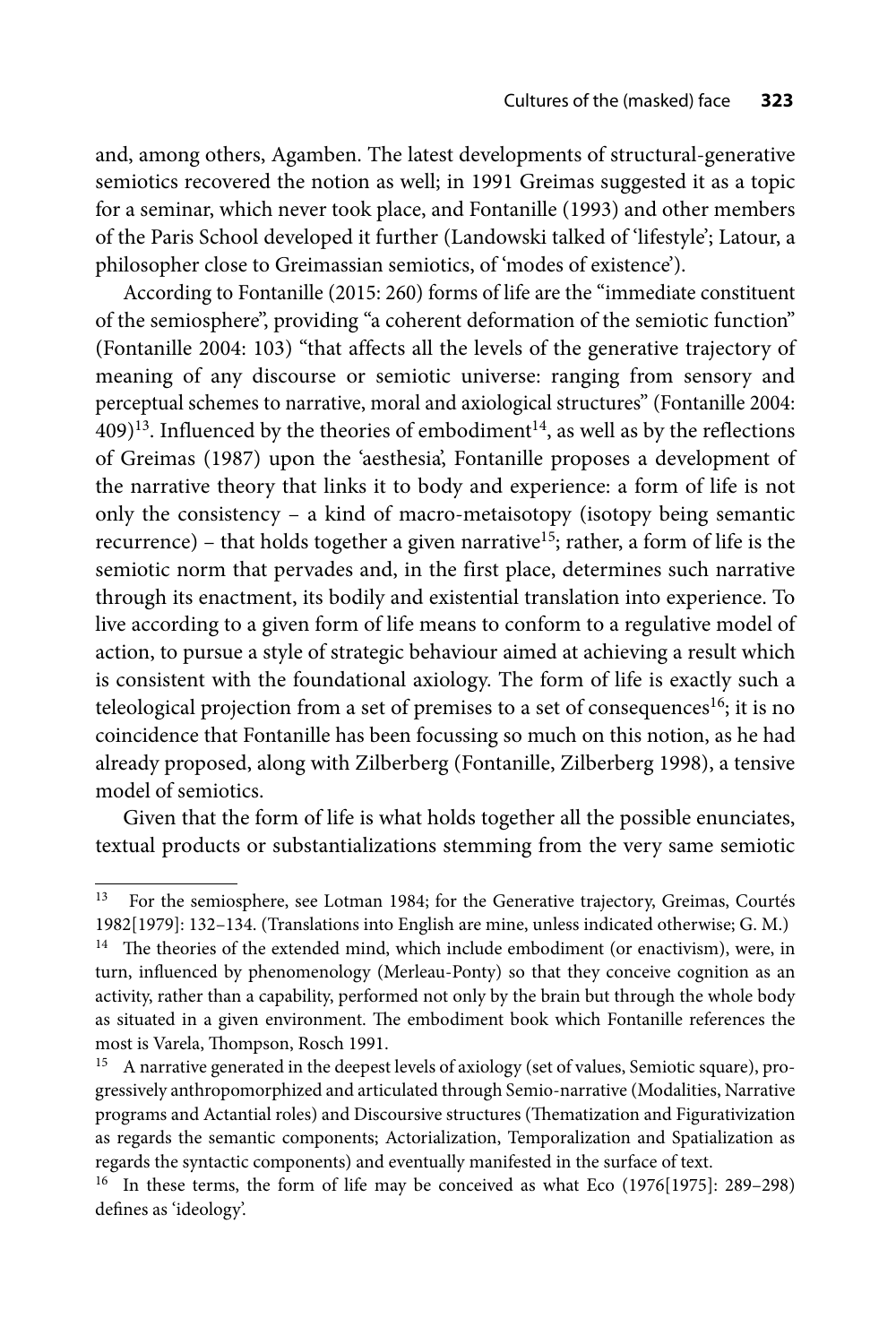and, among others, Agamben. The latest developments of structural-generative semiotics recovered the notion as well; in 1991 Greimas suggested it as a topic for a seminar, which never took place, and Fontanille (1993) and other members of the Paris School developed it further (Landowski talked of 'lifestyle'; Latour, a philosopher close to Greimassian semiotics, of 'modes of existence').

According to Fontanille (2015: 260) forms of life are the "immediate constituent of the semiosphere", providing "a coherent deformation of the semiotic function" (Fontanille 2004: 103) "that affects all the levels of the generative trajectory of meaning of any discourse or semiotic universe: ranging from sensory and perceptual schemes to narrative, moral and axiological structures" (Fontanille 2004: 409)[13]. Influenced by the theories of embodiment[14], as well as by the reflections of Greimas (1987) upon the 'aesthesia', Fontanille proposes a development of the narrative theory that links it to body and experience: a form of life is not only the consistency – a kind of macro-metaisotopy (isotopy being semantic recurrence) – that holds together a given narrative[15]; rather, a form of life is the semiotic norm that pervades and, in the first place, determines such narrative through its enactment, its bodily and existential translation into experience. To live according to a given form of life means to conform to a regulative model of action, to pursue a style of strategic behaviour aimed at achieving a result which is consistent with the foundational axiology. The form of life is exactly such a teleological projection from a set of premises to a set of consequences[16]; it is no coincidence that Fontanille has been focussing so much on this notion, as he had already proposed, along with Zilberberg (Fontanille, Zilberberg 1998), a tensive model of semiotics.

Given that the form of life is what holds together all the possible enunciates, textual products or substantializations stemming from the very same semiotic

---

[13] For the semiosphere, see Lotman 1984; for the Generative trajectory, Greimas, Courtés 1982[1979]: 132–134. (Translations into English are mine, unless indicated otherwise; G. M.)

[14] The theories of the extended mind, which include embodiment (or enactivism), were, in turn, influenced by phenomenology (Merleau-Ponty) so that they conceive cognition as an activity, rather than a capability, performed not only by the brain but through the whole body as situated in a given environment. The embodiment book which Fontanille references the most is Varela, Thompson, Rosch 1991.

[15] A narrative generated in the deepest levels of axiology (set of values, Semiotic square), progressively anthropomorphized and articulated through Semio-narrative (Modalities, Narrative programs and Actantial roles) and Discoursive structures (Thematization and Figurativization as regards the semantic components; Actorialization, Temporalization and Spatialization as regards the syntactic components) and eventually manifested in the surface of text.

[16] In these terms, the form of life may be conceived as what Eco (1976[1975]: 289–298) defines as 'ideology'.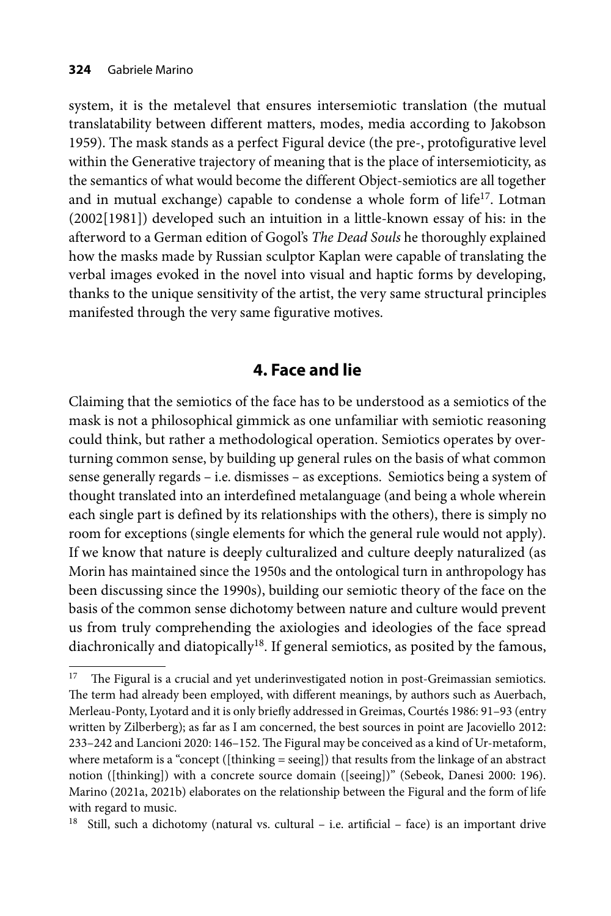system, it is the metalevel that ensures intersemiotic translation (the mutual translatability between different matters, modes, media according to Jakobson 1959). The mask stands as a perfect Figural device (the pre-, protofigurative level within the Generative trajectory of meaning that is the place of intersemioticity, as the semantics of what would become the different Object-semiotics are all together and in mutual exchange) capable to condense a whole form of life[17]. Lotman (2002[1981]) developed such an intuition in a little-known essay of his: in the afterword to a German edition of Gogol's *The Dead Souls* he thoroughly explained how the masks made by Russian sculptor Kaplan were capable of translating the verbal images evoked in the novel into visual and haptic forms by developing, thanks to the unique sensitivity of the artist, the very same structural principles manifested through the very same figurative motives.

## 4. Face and lie

Claiming that the semiotics of the face has to be understood as a semiotics of the mask is not a philosophical gimmick as one unfamiliar with semiotic reasoning could think, but rather a methodological operation. Semiotics operates by overturning common sense, by building up general rules on the basis of what common sense generally regards – i.e. dismisses – as exceptions. Semiotics being a system of thought translated into an interdefined metalanguage (and being a whole wherein each single part is defined by its relationships with the others), there is simply no room for exceptions (single elements for which the general rule would not apply). If we know that nature is deeply culturalized and culture deeply naturalized (as Morin has maintained since the 1950s and the ontological turn in anthropology has been discussing since the 1990s), building our semiotic theory of the face on the basis of the common sense dichotomy between nature and culture would prevent us from truly comprehending the axiologies and ideologies of the face spread diachronically and diatopically[18]. If general semiotics, as posited by the famous,

---

[17] The Figural is a crucial and yet underinvestigated notion in post-Greimassian semiotics. The term had already been employed, with different meanings, by authors such as Auerbach, Merleau-Ponty, Lyotard and it is only briefly addressed in Greimas, Courtés 1986: 91–93 (entry written by Zilberberg); as far as I am concerned, the best sources in point are Jacoviello 2012: 233–242 and Lancioni 2020: 146–152. The Figural may be conceived as a kind of Ur-metaform, where metaform is a "concept ([thinking = seeing]) that results from the linkage of an abstract notion ([thinking]) with a concrete source domain ([seeing])" (Sebeok, Danesi 2000: 196). Marino (2021a, 2021b) elaborates on the relationship between the Figural and the form of life with regard to music.

[18] Still, such a dichotomy (natural vs. cultural – i.e. artificial – face) is an important drive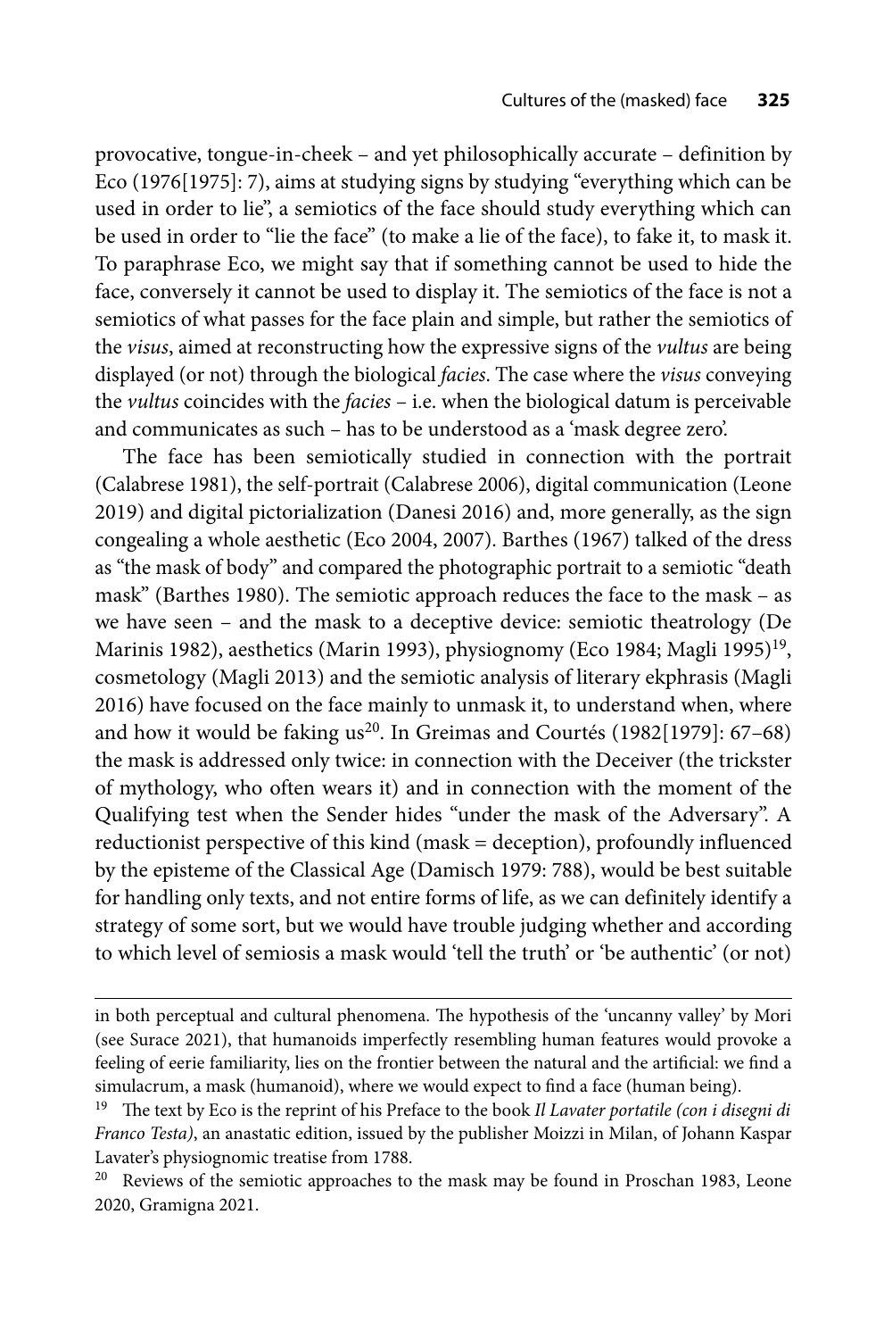provocative, tongue-in-cheek – and yet philosophically accurate – definition by Eco (1976[1975]: 7), aims at studying signs by studying "everything which can be used in order to lie", a semiotics of the face should study everything which can be used in order to "lie the face" (to make a lie of the face), to fake it, to mask it. To paraphrase Eco, we might say that if something cannot be used to hide the face, conversely it cannot be used to display it. The semiotics of the face is not a semiotics of what passes for the face plain and simple, but rather the semiotics of the *visus*, aimed at reconstructing how the expressive signs of the *vultus* are being displayed (or not) through the biological *facies*. The case where the *visus* conveying the *vultus* coincides with the *facies* – i.e. when the biological datum is perceivable and communicates as such – has to be understood as a 'mask degree zero'.

The face has been semiotically studied in connection with the portrait (Calabrese 1981), the self-portrait (Calabrese 2006), digital communication (Leone 2019) and digital pictorialization (Danesi 2016) and, more generally, as the sign congealing a whole aesthetic (Eco 2004, 2007). Barthes (1967) talked of the dress as "the mask of body" and compared the photographic portrait to a semiotic "death mask" (Barthes 1980). The semiotic approach reduces the face to the mask – as we have seen – and the mask to a deceptive device: semiotic theatrology (De Marinis 1982), aesthetics (Marin 1993), physiognomy (Eco 1984; Magli 1995)[19], cosmetology (Magli 2013) and the semiotic analysis of literary ekphrasis (Magli 2016) have focused on the face mainly to unmask it, to understand when, where and how it would be faking us[20]. In Greimas and Courtés (1982[1979]: 67–68) the mask is addressed only twice: in connection with the Deceiver (the trickster of mythology, who often wears it) and in connection with the moment of the Qualifying test when the Sender hides "under the mask of the Adversary". A reductionist perspective of this kind (mask = deception), profoundly influenced by the episteme of the Classical Age (Damisch 1979: 788), would be best suitable for handling only texts, and not entire forms of life, as we can definitely identify a strategy of some sort, but we would have trouble judging whether and according to which level of semiosis a mask would 'tell the truth' or 'be authentic' (or not)

---

in both perceptual and cultural phenomena. The hypothesis of the 'uncanny valley' by Mori (see Surace 2021), that humanoids imperfectly resembling human features would provoke a feeling of eerie familiarity, lies on the frontier between the natural and the artificial: we find a simulacrum, a mask (humanoid), where we would expect to find a face (human being).

[19] The text by Eco is the reprint of his Preface to the book *Il Lavater portatile (con i disegni di Franco Testa)*, an anastatic edition, issued by the publisher Moizzi in Milan, of Johann Kaspar Lavater's physiognomic treatise from 1788.

[20] Reviews of the semiotic approaches to the mask may be found in Proschan 1983, Leone 2020, Gramigna 2021.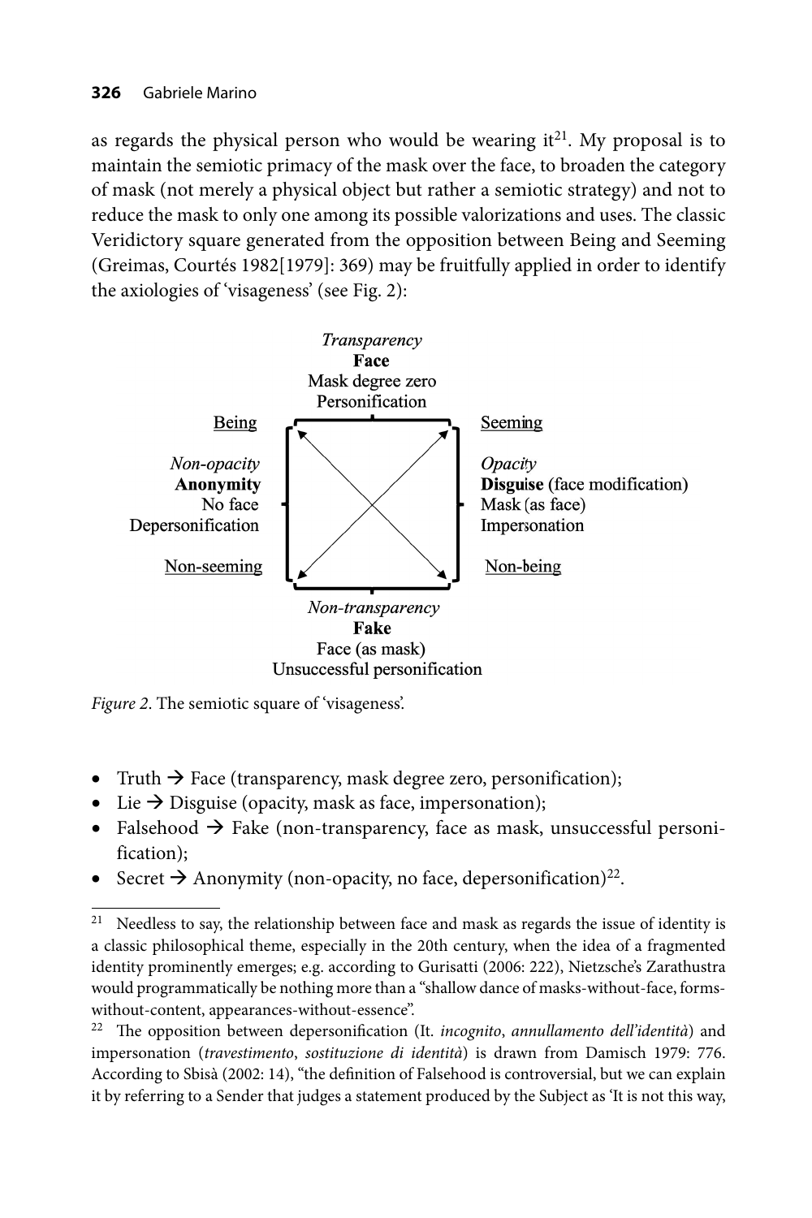as regards the physical person who would be wearing it[21]. My proposal is to maintain the semiotic primacy of the mask over the face, to broaden the category of mask (not merely a physical object but rather a semiotic strategy) and not to reduce the mask to only one among its possible valorizations and uses. The classic Veridictory square generated from the opposition between Being and Seeming (Greimas, Courtés 1982[1979]: 369) may be fruitfully applied in order to identify the axiologies of 'visageness' (see Fig. 2):

*Transparency*
**Face**
Mask degree zero
Personification

Being — Seeming

*Non-opacity*
**Anonymity**
No face
Depersonification

*Opacity*
**Disguise** (face modification)
Mask (as face)
Impersonation

Non-seeming — Non-being

*Non-transparency*
**Fake**
Face (as mask)
Unsuccessful personification

*Figure 2*. The semiotic square of 'visageness'.

- Truth → Face (transparency, mask degree zero, personification);
- Lie → Disguise (opacity, mask as face, impersonation);
- Falsehood → Fake (non-transparency, face as mask, unsuccessful personification);
- Secret → Anonymity (non-opacity, no face, depersonification)[22].

---

[21] Needless to say, the relationship between face and mask as regards the issue of identity is a classic philosophical theme, especially in the 20th century, when the idea of a fragmented identity prominently emerges; e.g. according to Gurisatti (2006: 222), Nietzsche's Zarathustra would programmatically be nothing more than a "shallow dance of masks-without-face, forms-without-content, appearances-without-essence".

[22] The opposition between depersonification (It. *incognito*, *annullamento dell'identità*) and impersonation (*travestimento*, *sostituzione di identità*) is drawn from Damisch 1979: 776. According to Sbisà (2002: 14), "the definition of Falsehood is controversial, but we can explain it by referring to a Sender that judges a statement produced by the Subject as 'It is not this way,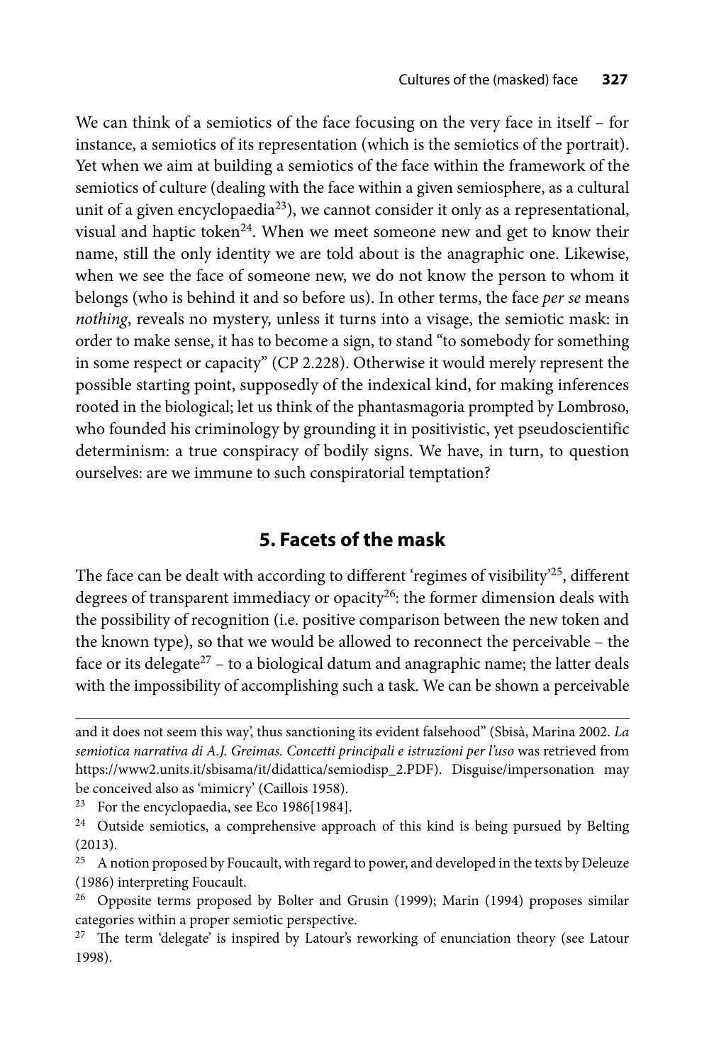We can think of a semiotics of the face focusing on the very face in itself – for instance, a semiotics of its representation (which is the semiotics of the portrait). Yet when we aim at building a semiotics of the face within the framework of the semiotics of culture (dealing with the face within a given semiosphere, as a cultural unit of a given encyclopaedia[23]), we cannot consider it only as a representational, visual and haptic token[24]. When we meet someone new and get to know their name, still the only identity we are told about is the anagraphic one. Likewise, when we see the face of someone new, we do not know the person to whom it belongs (who is behind it and so before us). In other terms, the face *per se* means *nothing*, reveals no mystery, unless it turns into a visage, the semiotic mask: in order to make sense, it has to become a sign, to stand "to somebody for something in some respect or capacity" (CP 2.228). Otherwise it would merely represent the possible starting point, supposedly of the indexical kind, for making inferences rooted in the biological; let us think of the phantasmagoria prompted by Lombroso, who founded his criminology by grounding it in positivistic, yet pseudoscientific determinism: a true conspiracy of bodily signs. We have, in turn, to question ourselves: are we immune to such conspiratorial temptation?

## 5. Facets of the mask

The face can be dealt with according to different 'regimes of visibility'[25], different degrees of transparent immediacy or opacity[26]: the former dimension deals with the possibility of recognition (i.e. positive comparison between the new token and the known type), so that we would be allowed to reconnect the perceivable – the face or its delegate[27] – to a biological datum and anagraphic name; the latter deals with the impossibility of accomplishing such a task. We can be shown a perceivable

---

and it does not seem this way', thus sanctioning its evident falsehood" (Sbisà, Marina 2002. *La semiotica narrativa di A.J. Greimas. Concetti principali e istruzioni per l'uso* was retrieved from https://www2.units.it/sbisama/it/didattica/semiodisp_2.PDF). Disguise/impersonation may be conceived also as 'mimicry' (Caillois 1958).

[23] For the encyclopaedia, see Eco 1986[1984].

[24] Outside semiotics, a comprehensive approach of this kind is being pursued by Belting (2013).

[25] A notion proposed by Foucault, with regard to power, and developed in the texts by Deleuze (1986) interpreting Foucault.

[26] Opposite terms proposed by Bolter and Grusin (1999); Marin (1994) proposes similar categories within a proper semiotic perspective.

[27] The term 'delegate' is inspired by Latour's reworking of enunciation theory (see Latour 1998).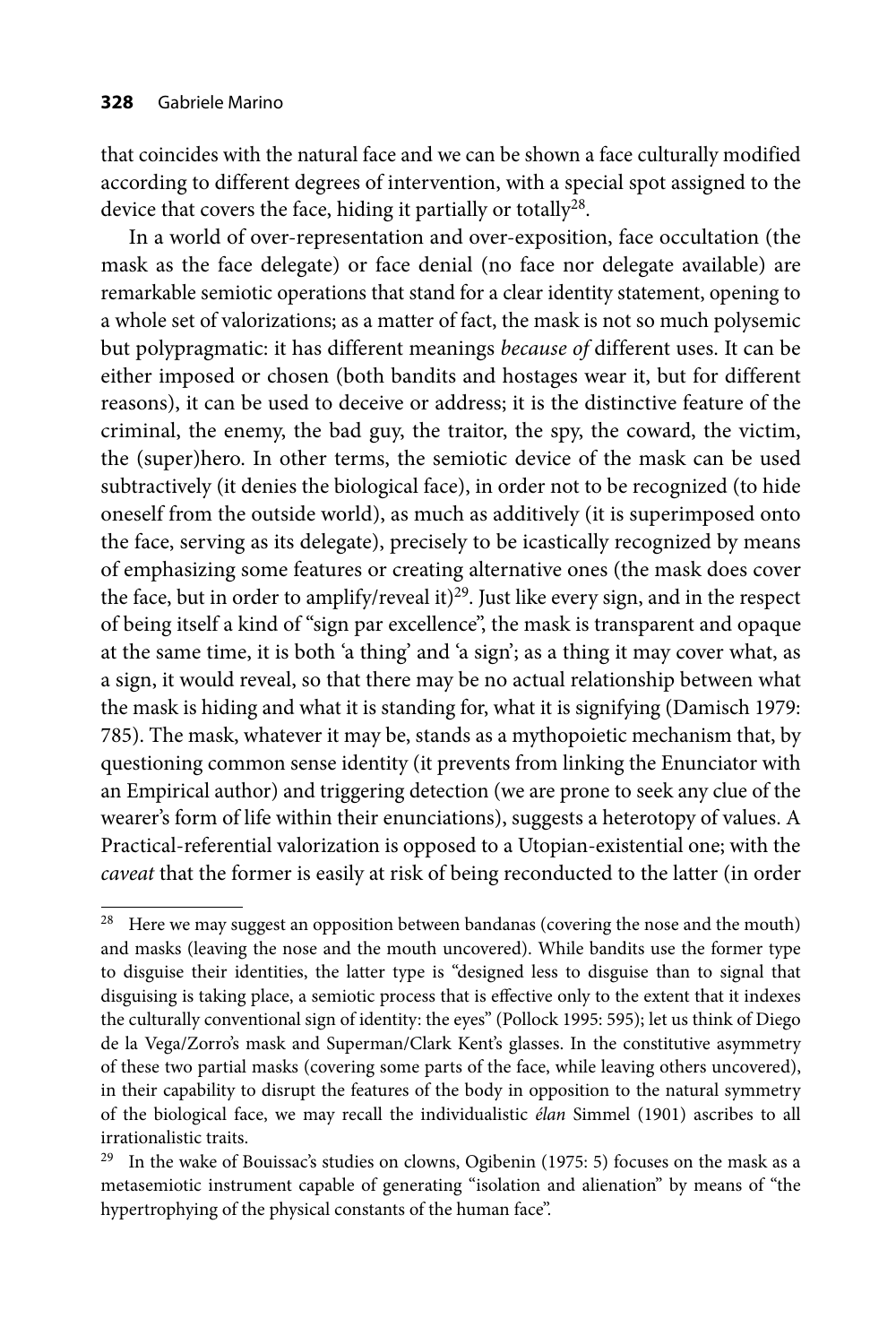that coincides with the natural face and we can be shown a face culturally modified according to different degrees of intervention, with a special spot assigned to the device that covers the face, hiding it partially or totally[28].

In a world of over-representation and over-exposition, face occultation (the mask as the face delegate) or face denial (no face nor delegate available) are remarkable semiotic operations that stand for a clear identity statement, opening to a whole set of valorizations; as a matter of fact, the mask is not so much polysemic but polypragmatic: it has different meanings *because of* different uses. It can be either imposed or chosen (both bandits and hostages wear it, but for different reasons), it can be used to deceive or address; it is the distinctive feature of the criminal, the enemy, the bad guy, the traitor, the spy, the coward, the victim, the (super)hero. In other terms, the semiotic device of the mask can be used subtractively (it denies the biological face), in order not to be recognized (to hide oneself from the outside world), as much as additively (it is superimposed onto the face, serving as its delegate), precisely to be icastically recognized by means of emphasizing some features or creating alternative ones (the mask does cover the face, but in order to amplify/reveal it)[29]. Just like every sign, and in the respect of being itself a kind of "sign par excellence", the mask is transparent and opaque at the same time, it is both 'a thing' and 'a sign'; as a thing it may cover what, as a sign, it would reveal, so that there may be no actual relationship between what the mask is hiding and what it is standing for, what it is signifying (Damisch 1979: 785). The mask, whatever it may be, stands as a mythopoietic mechanism that, by questioning common sense identity (it prevents from linking the Enunciator with an Empirical author) and triggering detection (we are prone to seek any clue of the wearer's form of life within their enunciations), suggests a heterotopy of values. A Practical-referential valorization is opposed to a Utopian-existential one; with the *caveat* that the former is easily at risk of being reconducted to the latter (in order

---

[28] Here we may suggest an opposition between bandanas (covering the nose and the mouth) and masks (leaving the nose and the mouth uncovered). While bandits use the former type to disguise their identities, the latter type is "designed less to disguise than to signal that disguising is taking place, a semiotic process that is effective only to the extent that it indexes the culturally conventional sign of identity: the eyes" (Pollock 1995: 595); let us think of Diego de la Vega/Zorro's mask and Superman/Clark Kent's glasses. In the constitutive asymmetry of these two partial masks (covering some parts of the face, while leaving others uncovered), in their capability to disrupt the features of the body in opposition to the natural symmetry of the biological face, we may recall the individualistic *élan* Simmel (1901) ascribes to all irrationalistic traits.

[29] In the wake of Bouissac's studies on clowns, Ogibenin (1975: 5) focuses on the mask as a metasemiotic instrument capable of generating "isolation and alienation" by means of "the hypertrophying of the physical constants of the human face".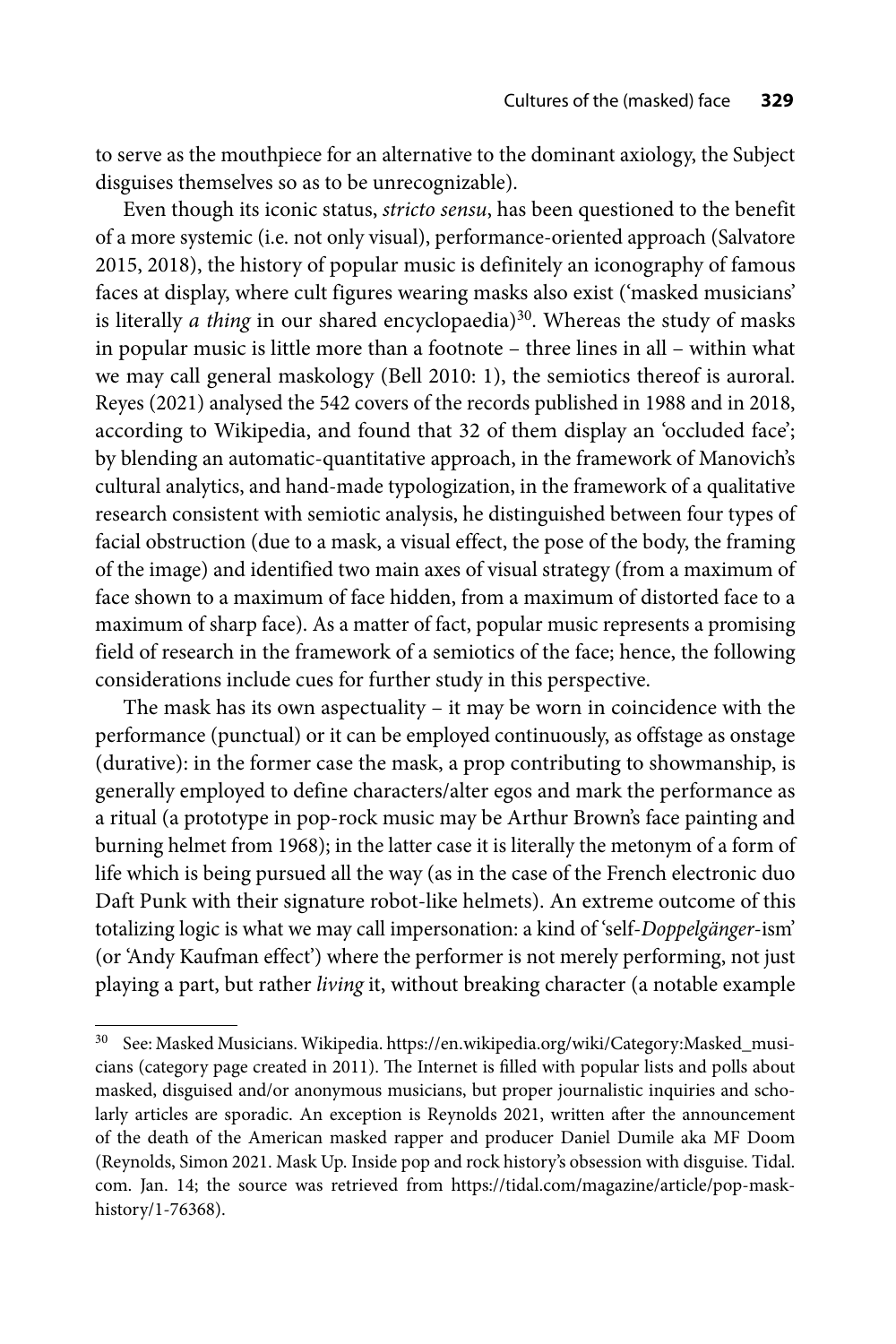to serve as the mouthpiece for an alternative to the dominant axiology, the Subject disguises themselves so as to be unrecognizable).

Even though its iconic status, *stricto sensu*, has been questioned to the benefit of a more systemic (i.e. not only visual), performance-oriented approach (Salvatore 2015, 2018), the history of popular music is definitely an iconography of famous faces at display, where cult figures wearing masks also exist ('masked musicians' is literally *a thing* in our shared encyclopaedia)[30]. Whereas the study of masks in popular music is little more than a footnote – three lines in all – within what we may call general maskology (Bell 2010: 1), the semiotics thereof is auroral. Reyes (2021) analysed the 542 covers of the records published in 1988 and in 2018, according to Wikipedia, and found that 32 of them display an 'occluded face'; by blending an automatic-quantitative approach, in the framework of Manovich's cultural analytics, and hand-made typologization, in the framework of a qualitative research consistent with semiotic analysis, he distinguished between four types of facial obstruction (due to a mask, a visual effect, the pose of the body, the framing of the image) and identified two main axes of visual strategy (from a maximum of face shown to a maximum of face hidden, from a maximum of distorted face to a maximum of sharp face). As a matter of fact, popular music represents a promising field of research in the framework of a semiotics of the face; hence, the following considerations include cues for further study in this perspective.

The mask has its own aspectuality – it may be worn in coincidence with the performance (punctual) or it can be employed continuously, as offstage as onstage (durative): in the former case the mask, a prop contributing to showmanship, is generally employed to define characters/alter egos and mark the performance as a ritual (a prototype in pop-rock music may be Arthur Brown's face painting and burning helmet from 1968); in the latter case it is literally the metonym of a form of life which is being pursued all the way (as in the case of the French electronic duo Daft Punk with their signature robot-like helmets). An extreme outcome of this totalizing logic is what we may call impersonation: a kind of 'self-*Doppelgänger*-ism' (or 'Andy Kaufman effect') where the performer is not merely performing, not just playing a part, but rather *living* it, without breaking character (a notable example

---

[30] See: Masked Musicians. Wikipedia. https://en.wikipedia.org/wiki/Category:Masked_musicians (category page created in 2011). The Internet is filled with popular lists and polls about masked, disguised and/or anonymous musicians, but proper journalistic inquiries and scholarly articles are sporadic. An exception is Reynolds 2021, written after the announcement of the death of the American masked rapper and producer Daniel Dumile aka MF Doom (Reynolds, Simon 2021. Mask Up. Inside pop and rock history's obsession with disguise. Tidal.com. Jan. 14; the source was retrieved from https://tidal.com/magazine/article/pop-mask-history/1-76368).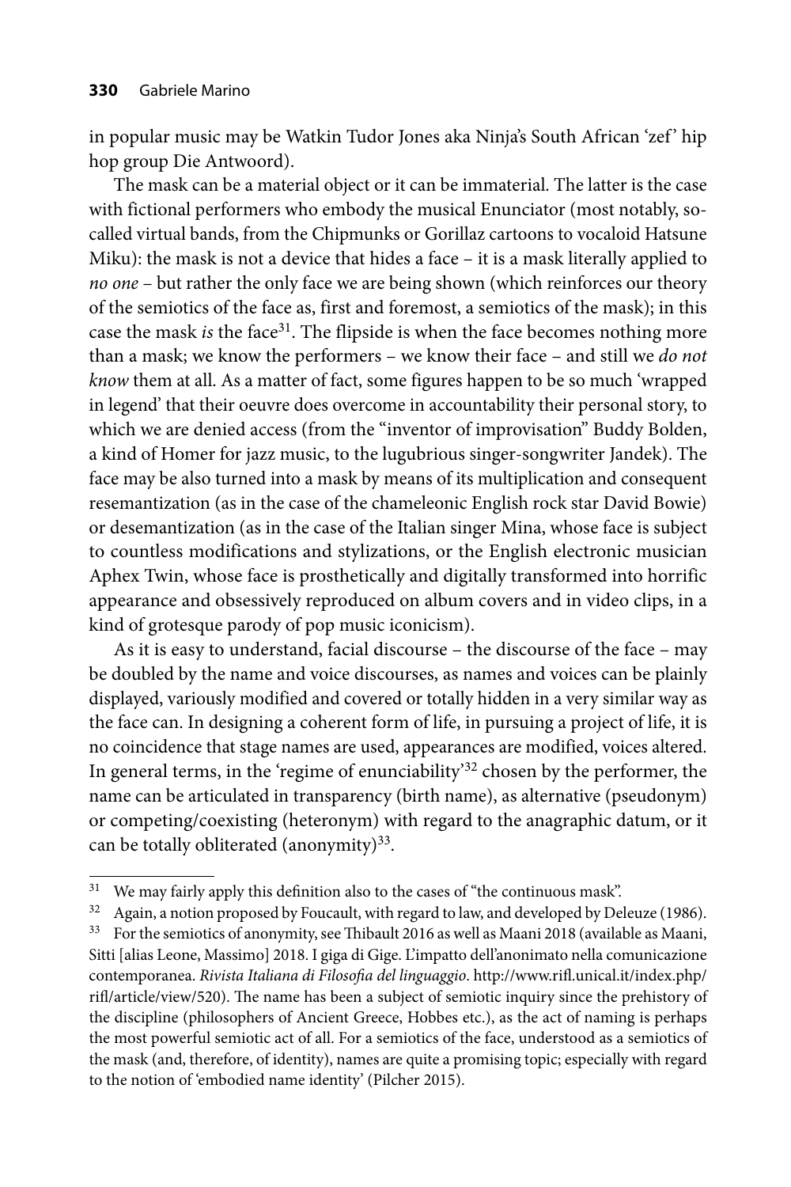in popular music may be Watkin Tudor Jones aka Ninja's South African 'zef' hip hop group Die Antwoord).

The mask can be a material object or it can be immaterial. The latter is the case with fictional performers who embody the musical Enunciator (most notably, so-called virtual bands, from the Chipmunks or Gorillaz cartoons to vocaloid Hatsune Miku): the mask is not a device that hides a face – it is a mask literally applied to *no one* – but rather the only face we are being shown (which reinforces our theory of the semiotics of the face as, first and foremost, a semiotics of the mask); in this case the mask *is* the face[31]. The flipside is when the face becomes nothing more than a mask; we know the performers – we know their face – and still we *do not know* them at all. As a matter of fact, some figures happen to be so much 'wrapped in legend' that their oeuvre does overcome in accountability their personal story, to which we are denied access (from the "inventor of improvisation" Buddy Bolden, a kind of Homer for jazz music, to the lugubrious singer-songwriter Jandek). The face may be also turned into a mask by means of its multiplication and consequent resemantization (as in the case of the chameleonic English rock star David Bowie) or desemantization (as in the case of the Italian singer Mina, whose face is subject to countless modifications and stylizations, or the English electronic musician Aphex Twin, whose face is prosthetically and digitally transformed into horrific appearance and obsessively reproduced on album covers and in video clips, in a kind of grotesque parody of pop music iconicism).

As it is easy to understand, facial discourse – the discourse of the face – may be doubled by the name and voice discourses, as names and voices can be plainly displayed, variously modified and covered or totally hidden in a very similar way as the face can. In designing a coherent form of life, in pursuing a project of life, it is no coincidence that stage names are used, appearances are modified, voices altered. In general terms, in the 'regime of enunciability'[32] chosen by the performer, the name can be articulated in transparency (birth name), as alternative (pseudonym) or competing/coexisting (heteronym) with regard to the anagraphic datum, or it can be totally obliterated (anonymity)[33].

---

[31] We may fairly apply this definition also to the cases of "the continuous mask".

[32] Again, a notion proposed by Foucault, with regard to law, and developed by Deleuze (1986).

[33] For the semiotics of anonymity, see Thibault 2016 as well as Maani 2018 (available as Maani, Sitti [alias Leone, Massimo] 2018. I giga di Gige. L'impatto dell'anonimato nella comunicazione contemporanea. *Rivista Italiana di Filosofia del linguaggio*. http://www.rifl.unical.it/index.php/rifl/article/view/520). The name has been a subject of semiotic inquiry since the prehistory of the discipline (philosophers of Ancient Greece, Hobbes etc.), as the act of naming is perhaps the most powerful semiotic act of all. For a semiotics of the face, understood as a semiotics of the mask (and, therefore, of identity), names are quite a promising topic; especially with regard to the notion of 'embodied name identity' (Pilcher 2015).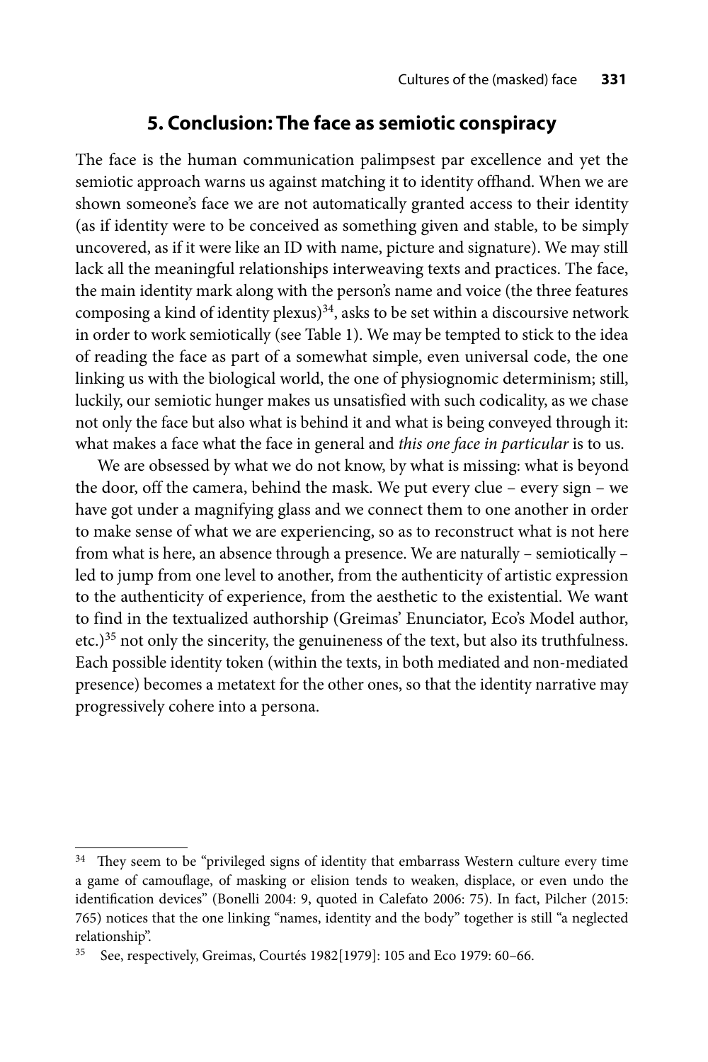## 5. Conclusion: The face as semiotic conspiracy

The face is the human communication palimpsest par excellence and yet the semiotic approach warns us against matching it to identity offhand. When we are shown someone's face we are not automatically granted access to their identity (as if identity were to be conceived as something given and stable, to be simply uncovered, as if it were like an ID with name, picture and signature). We may still lack all the meaningful relationships interweaving texts and practices. The face, the main identity mark along with the person's name and voice (the three features composing a kind of identity plexus)[34], asks to be set within a discoursive network in order to work semiotically (see Table 1). We may be tempted to stick to the idea of reading the face as part of a somewhat simple, even universal code, the one linking us with the biological world, the one of physiognomic determinism; still, luckily, our semiotic hunger makes us unsatisfied with such codicality, as we chase not only the face but also what is behind it and what is being conveyed through it: what makes a face what the face in general and *this one face in particular* is to us.

We are obsessed by what we do not know, by what is missing: what is beyond the door, off the camera, behind the mask. We put every clue – every sign – we have got under a magnifying glass and we connect them to one another in order to make sense of what we are experiencing, so as to reconstruct what is not here from what is here, an absence through a presence. We are naturally – semiotically – led to jump from one level to another, from the authenticity of artistic expression to the authenticity of experience, from the aesthetic to the existential. We want to find in the textualized authorship (Greimas' Enunciator, Eco's Model author, etc.)[35] not only the sincerity, the genuineness of the text, but also its truthfulness. Each possible identity token (within the texts, in both mediated and non-mediated presence) becomes a metatext for the other ones, so that the identity narrative may progressively cohere into a persona.

---

[34] They seem to be "privileged signs of identity that embarrass Western culture every time a game of camouflage, of masking or elision tends to weaken, displace, or even undo the identification devices" (Bonelli 2004: 9, quoted in Calefato 2006: 75). In fact, Pilcher (2015: 765) notices that the one linking "names, identity and the body" together is still "a neglected relationship".

[35] See, respectively, Greimas, Courtés 1982[1979]: 105 and Eco 1979: 60–66.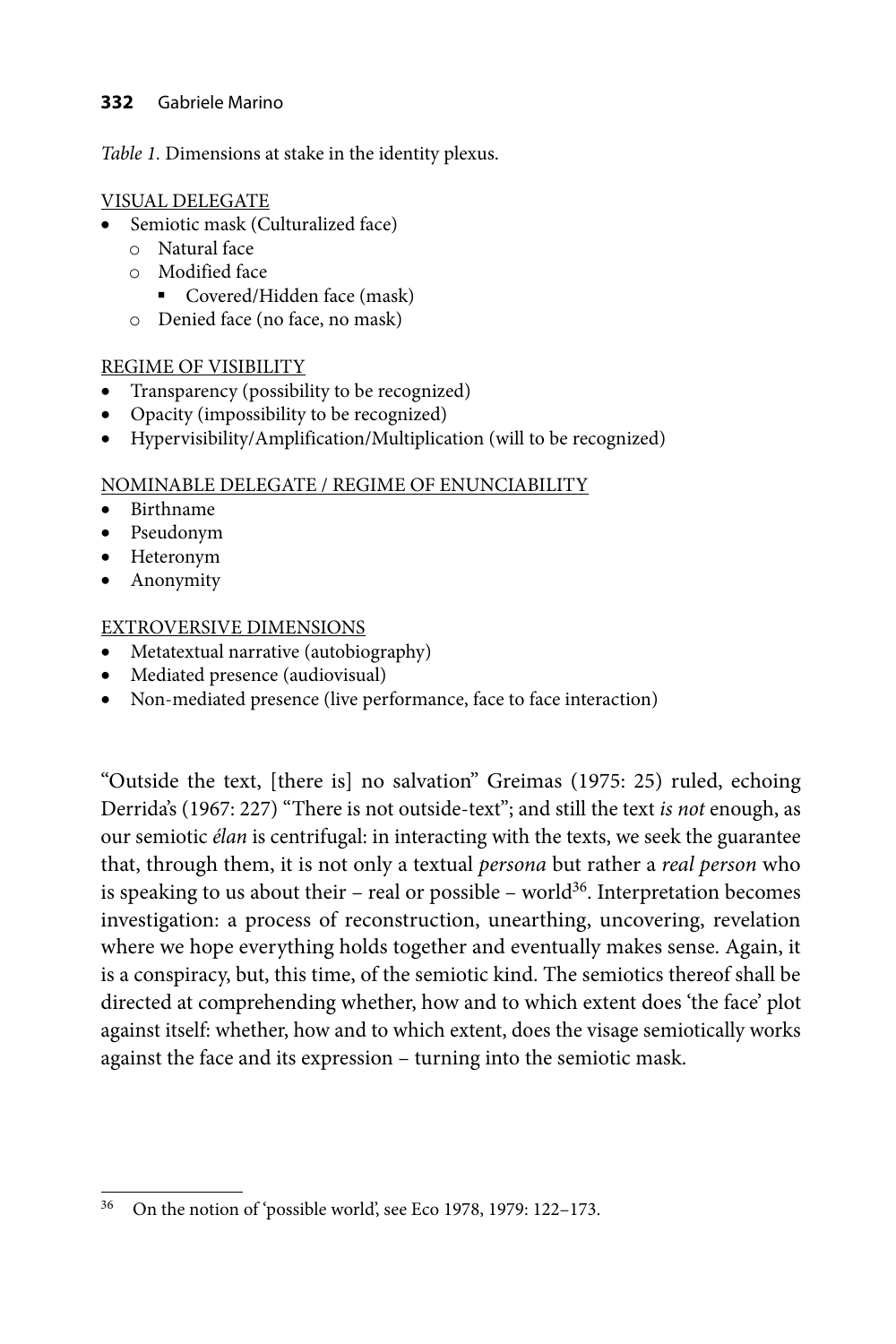*Table 1.* Dimensions at stake in the identity plexus.

<u>VISUAL DELEGATE</u>

- Semiotic mask (Culturalized face)
  - Natural face
  - Modified face
    - Covered/Hidden face (mask)
  - Denied face (no face, no mask)

<u>REGIME OF VISIBILITY</u>

- Transparency (possibility to be recognized)
- Opacity (impossibility to be recognized)
- Hypervisibility/Amplification/Multiplication (will to be recognized)

<u>NOMINABLE DELEGATE / REGIME OF ENUNCIABILITY</u>

- Birthname
- Pseudonym
- Heteronym
- Anonymity

<u>EXTROVERSIVE DIMENSIONS</u>

- Metatextual narrative (autobiography)
- Mediated presence (audiovisual)
- Non-mediated presence (live performance, face to face interaction)

"Outside the text, [there is] no salvation" Greimas (1975: 25) ruled, echoing Derrida's (1967: 227) "There is not outside-text"; and still the text *is not* enough, as our semiotic *élan* is centrifugal: in interacting with the texts, we seek the guarantee that, through them, it is not only a textual *persona* but rather a *real person* who is speaking to us about their – real or possible – world[36]. Interpretation becomes investigation: a process of reconstruction, unearthing, uncovering, revelation where we hope everything holds together and eventually makes sense. Again, it is a conspiracy, but, this time, of the semiotic kind. The semiotics thereof shall be directed at comprehending whether, how and to which extent does 'the face' plot against itself: whether, how and to which extent, does the visage semiotically works against the face and its expression – turning into the semiotic mask.

[36] On the notion of 'possible world', see Eco 1978, 1979: 122–173.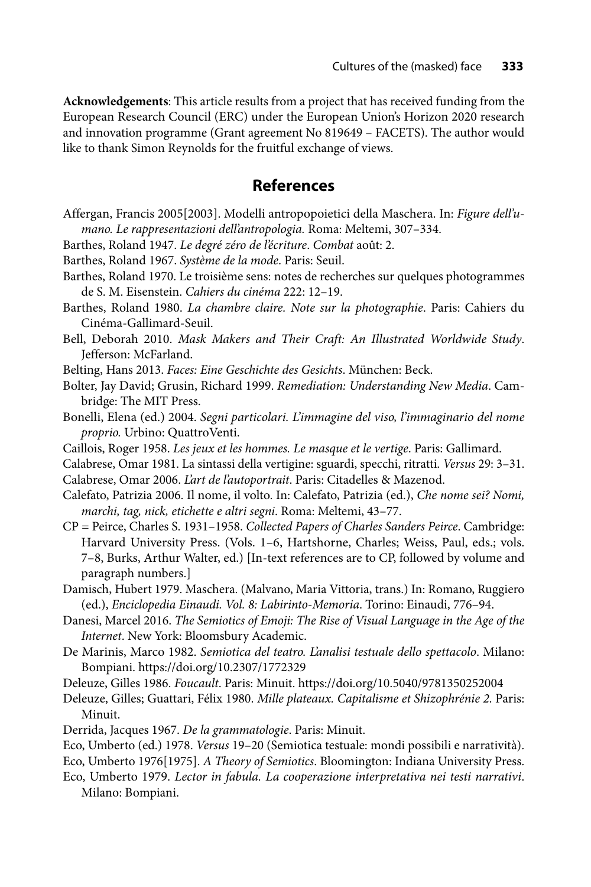**Acknowledgements**: This article results from a project that has received funding from the European Research Council (ERC) under the European Union's Horizon 2020 research and innovation programme (Grant agreement No 819649 – FACETS). The author would like to thank Simon Reynolds for the fruitful exchange of views.

## References

Affergan, Francis 2005[2003]. Modelli antropopoietici della Maschera. In: *Figure dell'umano. Le rappresentazioni dell'antropologia.* Roma: Meltemi, 307–334.

Barthes, Roland 1947. *Le degré zéro de l'écriture*. *Combat* août: 2.

Barthes, Roland 1967. *Système de la mode*. Paris: Seuil.

Barthes, Roland 1970. Le troisième sens: notes de recherches sur quelques photogrammes de S. M. Eisenstein. *Cahiers du cinéma* 222: 12–19.

Barthes, Roland 1980. *La chambre claire. Note sur la photographie*. Paris: Cahiers du Cinéma-Gallimard-Seuil.

Bell, Deborah 2010. *Mask Makers and Their Craft: An Illustrated Worldwide Study*. Jefferson: McFarland.

Belting, Hans 2013. *Faces: Eine Geschichte des Gesichts*. München: Beck.

Bolter, Jay David; Grusin, Richard 1999. *Remediation: Understanding New Media*. Cambridge: The MIT Press.

Bonelli, Elena (ed.) 2004. *Segni particolari. L'immagine del viso, l'immaginario del nome proprio.* Urbino: QuattroVenti.

Caillois, Roger 1958. *Les jeux et les hommes. Le masque et le vertige*. Paris: Gallimard.

Calabrese, Omar 1981. La sintassi della vertigine: sguardi, specchi, ritratti. *Versus* 29: 3–31.

Calabrese, Omar 2006. *L'art de l'autoportrait*. Paris: Citadelles & Mazenod.

Calefato, Patrizia 2006. Il nome, il volto. In: Calefato, Patrizia (ed.), *Che nome sei? Nomi, marchi, tag, nick, etichette e altri segni*. Roma: Meltemi, 43–77.

CP = Peirce, Charles S. 1931–1958. *Collected Papers of Charles Sanders Peirce*. Cambridge: Harvard University Press. (Vols. 1–6, Hartshorne, Charles; Weiss, Paul, eds.; vols. 7–8, Burks, Arthur Walter, ed.) [In-text references are to CP, followed by volume and paragraph numbers.]

Damisch, Hubert 1979. Maschera. (Malvano, Maria Vittoria, trans.) In: Romano, Ruggiero (ed.), *Enciclopedia Einaudi. Vol. 8: Labirinto-Memoria*. Torino: Einaudi, 776–94.

Danesi, Marcel 2016. *The Semiotics of Emoji: The Rise of Visual Language in the Age of the Internet*. New York: Bloomsbury Academic.

De Marinis, Marco 1982. *Semiotica del teatro. L'analisi testuale dello spettacolo*. Milano: Bompiani. https://doi.org/10.2307/1772329

Deleuze, Gilles 1986. *Foucault*. Paris: Minuit. https://doi.org/10.5040/9781350252004

Deleuze, Gilles; Guattari, Félix 1980. *Mille plateaux. Capitalisme et Shizophrénie 2.* Paris: Minuit.

Derrida, Jacques 1967. *De la grammatologie*. Paris: Minuit.

Eco, Umberto (ed.) 1978. *Versus* 19–20 (Semiotica testuale: mondi possibili e narratività).

Eco, Umberto 1976[1975]. *A Theory of Semiotics*. Bloomington: Indiana University Press.

Eco, Umberto 1979. *Lector in fabula. La cooperazione interpretativa nei testi narrativi*. Milano: Bompiani.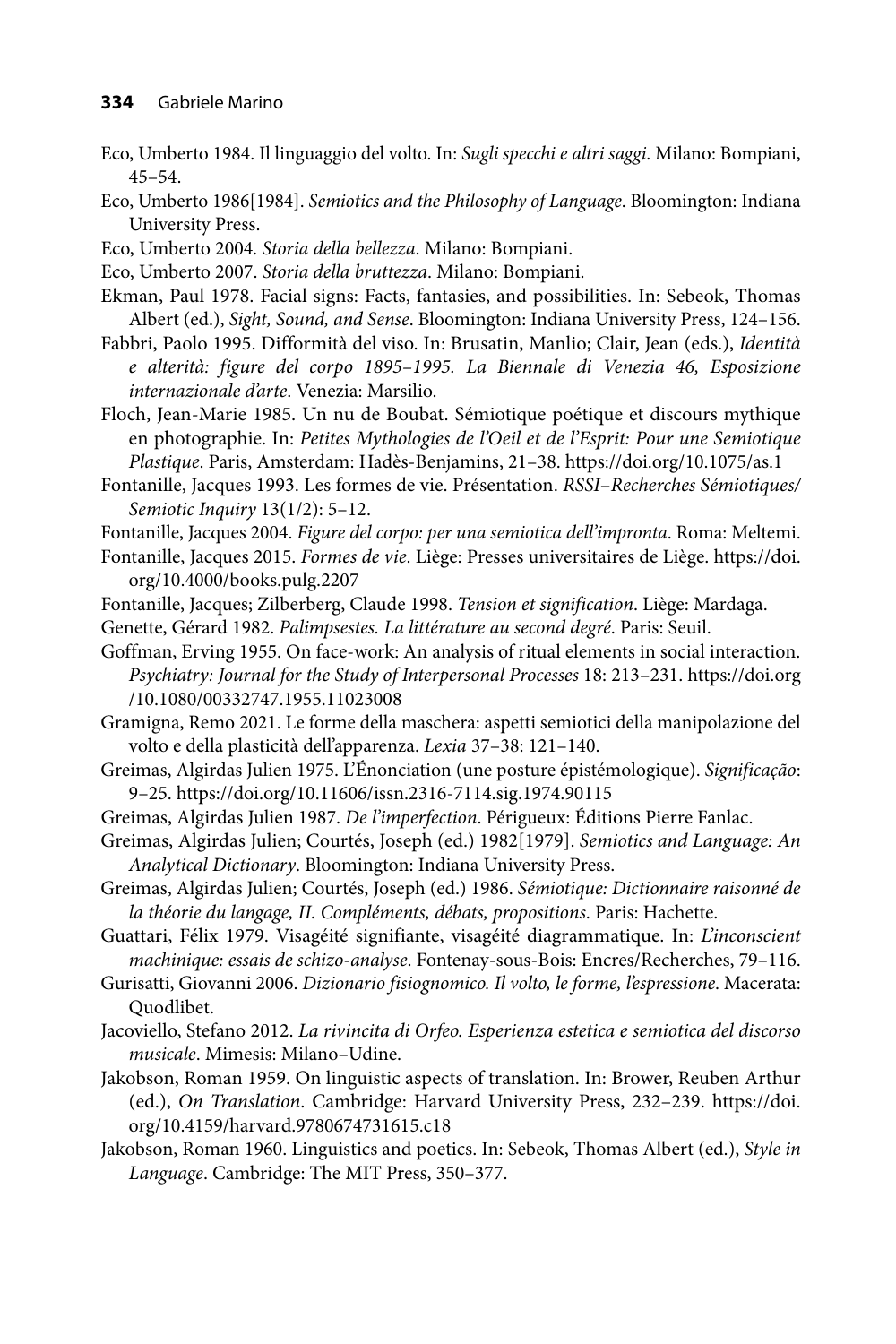Eco, Umberto 1984. Il linguaggio del volto. In: *Sugli specchi e altri saggi*. Milano: Bompiani, 45–54.

Eco, Umberto 1986[1984]. *Semiotics and the Philosophy of Language*. Bloomington: Indiana University Press.

Eco, Umberto 2004. *Storia della bellezza*. Milano: Bompiani.

Eco, Umberto 2007. *Storia della bruttezza*. Milano: Bompiani.

Ekman, Paul 1978. Facial signs: Facts, fantasies, and possibilities. In: Sebeok, Thomas Albert (ed.), *Sight, Sound, and Sense*. Bloomington: Indiana University Press, 124–156.

Fabbri, Paolo 1995. Difformità del viso. In: Brusatin, Manlio; Clair, Jean (eds.), *Identità e alterità: figure del corpo 1895–1995. La Biennale di Venezia 46, Esposizione internazionale d'arte*. Venezia: Marsilio.

Floch, Jean-Marie 1985. Un nu de Boubat. Sémiotique poétique et discours mythique en photographie. In: *Petites Mythologies de l'Oeil et de l'Esprit: Pour une Semiotique Plastique*. Paris, Amsterdam: Hadès-Benjamins, 21–38. https://doi.org/10.1075/as.1

Fontanille, Jacques 1993. Les formes de vie. Présentation. *RSSI–Recherches Sémiotiques/Semiotic Inquiry* 13(1/2): 5–12.

Fontanille, Jacques 2004. *Figure del corpo: per una semiotica dell'impronta*. Roma: Meltemi.

Fontanille, Jacques 2015. *Formes de vie*. Liège: Presses universitaires de Liège. https://doi.org/10.4000/books.pulg.2207

Fontanille, Jacques; Zilberberg, Claude 1998. *Tension et signification*. Liège: Mardaga.

Genette, Gérard 1982. *Palimpsestes. La littérature au second degré*. Paris: Seuil.

Goffman, Erving 1955. On face-work: An analysis of ritual elements in social interaction. *Psychiatry: Journal for the Study of Interpersonal Processes* 18: 213–231. https://doi.org/10.1080/00332747.1955.11023008

Gramigna, Remo 2021. Le forme della maschera: aspetti semiotici della manipolazione del volto e della plasticità dell'apparenza. *Lexia* 37–38: 121–140.

Greimas, Algirdas Julien 1975. L'Énonciation (une posture épistémologique). *Significação*: 9–25. https://doi.org/10.11606/issn.2316-7114.sig.1974.90115

Greimas, Algirdas Julien 1987. *De l'imperfection*. Périgueux: Éditions Pierre Fanlac.

Greimas, Algirdas Julien; Courtés, Joseph (ed.) 1982[1979]. *Semiotics and Language: An Analytical Dictionary*. Bloomington: Indiana University Press.

Greimas, Algirdas Julien; Courtés, Joseph (ed.) 1986. *Sémiotique: Dictionnaire raisonné de la théorie du langage, II. Compléments, débats, propositions*. Paris: Hachette.

Guattari, Félix 1979. Visagéité signifiante, visagéité diagrammatique. In: *L'inconscient machinique: essais de schizo-analyse*. Fontenay-sous-Bois: Encres/Recherches, 79–116.

Gurisatti, Giovanni 2006. *Dizionario fisiognomico. Il volto, le forme, l'espressione*. Macerata: Quodlibet.

Jacoviello, Stefano 2012. *La rivincita di Orfeo. Esperienza estetica e semiotica del discorso musicale*. Mimesis: Milano–Udine.

Jakobson, Roman 1959. On linguistic aspects of translation. In: Brower, Reuben Arthur (ed.), *On Translation*. Cambridge: Harvard University Press, 232–239. https://doi.org/10.4159/harvard.9780674731615.c18

Jakobson, Roman 1960. Linguistics and poetics. In: Sebeok, Thomas Albert (ed.), *Style in Language*. Cambridge: The MIT Press, 350–377.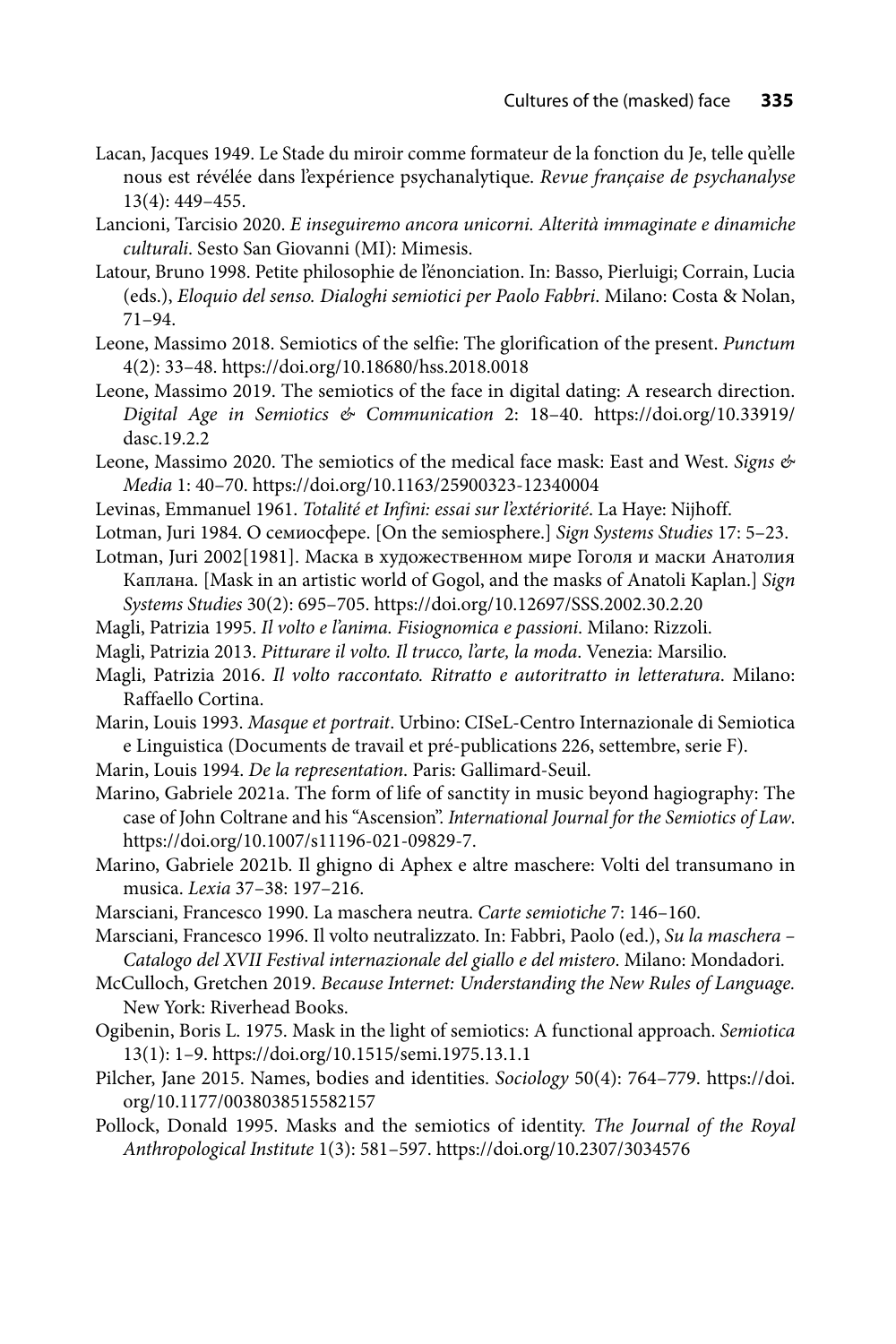Lacan, Jacques 1949. Le Stade du miroir comme formateur de la fonction du Je, telle qu'elle nous est révélée dans l'expérience psychanalytique. *Revue française de psychanalyse* 13(4): 449–455.

Lancioni, Tarcisio 2020. *E inseguiremo ancora unicorni. Alterità immaginate e dinamiche culturali*. Sesto San Giovanni (MI): Mimesis.

Latour, Bruno 1998. Petite philosophie de l'énonciation. In: Basso, Pierluigi; Corrain, Lucia (eds.), *Eloquio del senso. Dialoghi semiotici per Paolo Fabbri*. Milano: Costa & Nolan, 71–94.

Leone, Massimo 2018. Semiotics of the selfie: The glorification of the present. *Punctum* 4(2): 33–48. https://doi.org/10.18680/hss.2018.0018

Leone, Massimo 2019. The semiotics of the face in digital dating: A research direction. *Digital Age in Semiotics & Communication* 2: 18–40. https://doi.org/10.33919/dasc.19.2.2

Leone, Massimo 2020. The semiotics of the medical face mask: East and West. *Signs & Media* 1: 40–70. https://doi.org/10.1163/25900323-12340004

Levinas, Emmanuel 1961. *Totalité et Infini: essai sur l'extériorité*. La Haye: Nijhoff.

Lotman, Juri 1984. О семиосфере. [On the semiosphere.] *Sign Systems Studies* 17: 5–23.

Lotman, Juri 2002[1981]. Маска в художественном мире Гоголя и маски Анатолия Каплана. [Mask in an artistic world of Gogol, and the masks of Anatoli Kaplan.] *Sign Systems Studies* 30(2): 695–705. https://doi.org/10.12697/SSS.2002.30.2.20

Magli, Patrizia 1995. *Il volto e l'anima. Fisiognomica e passioni*. Milano: Rizzoli.

Magli, Patrizia 2013. *Pitturare il volto. Il trucco, l'arte, la moda*. Venezia: Marsilio.

Magli, Patrizia 2016. *Il volto raccontato. Ritratto e autoritratto in letteratura*. Milano: Raffaello Cortina.

Marin, Louis 1993. *Masque et portrait*. Urbino: CISeL-Centro Internazionale di Semiotica e Linguistica (Documents de travail et pré-publications 226, settembre, serie F).

Marin, Louis 1994. *De la representation*. Paris: Gallimard-Seuil.

Marino, Gabriele 2021a. The form of life of sanctity in music beyond hagiography: The case of John Coltrane and his "Ascension". *International Journal for the Semiotics of Law*. https://doi.org/10.1007/s11196-021-09829-7.

Marino, Gabriele 2021b. Il ghigno di Aphex e altre maschere: Volti del transumano in musica. *Lexia* 37–38: 197–216.

Marsciani, Francesco 1990. La maschera neutra. *Carte semiotiche* 7: 146–160.

Marsciani, Francesco 1996. Il volto neutralizzato. In: Fabbri, Paolo (ed.), *Su la maschera – Catalogo del XVII Festival internazionale del giallo e del mistero*. Milano: Mondadori.

McCulloch, Gretchen 2019. *Because Internet: Understanding the New Rules of Language.* New York: Riverhead Books.

Ogibenin, Boris L. 1975. Mask in the light of semiotics: A functional approach. *Semiotica* 13(1): 1–9. https://doi.org/10.1515/semi.1975.13.1.1

Pilcher, Jane 2015. Names, bodies and identities. *Sociology* 50(4): 764–779. https://doi.org/10.1177/0038038515582157

Pollock, Donald 1995. Masks and the semiotics of identity. *The Journal of the Royal Anthropological Institute* 1(3): 581–597. https://doi.org/10.2307/3034576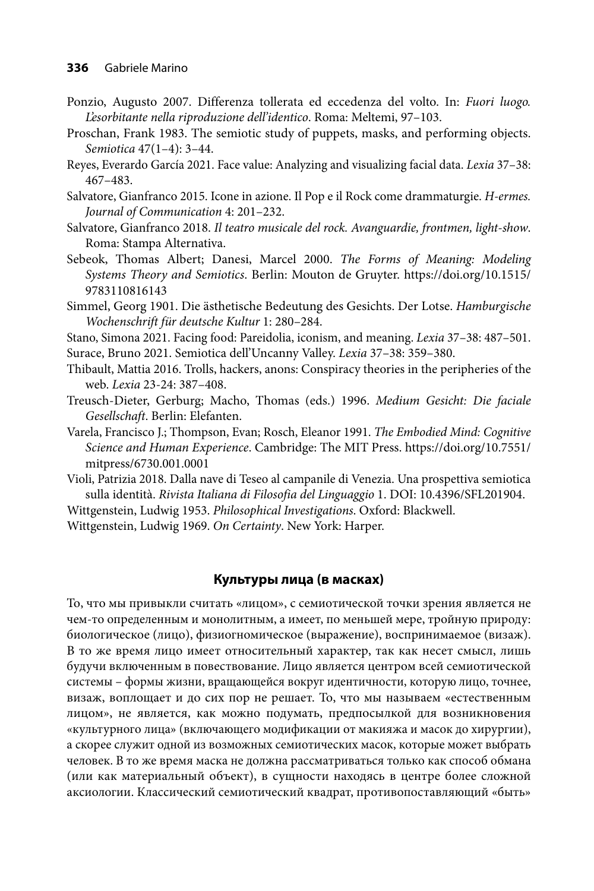Ponzio, Augusto 2007. Differenza tollerata ed eccedenza del volto. In: *Fuori luogo. L'esorbitante nella riproduzione dell'identico*. Roma: Meltemi, 97–103.

Proschan, Frank 1983. The semiotic study of puppets, masks, and performing objects. *Semiotica* 47(1–4): 3–44.

Reyes, Everardo García 2021. Face value: Analyzing and visualizing facial data. *Lexia* 37–38: 467–483.

Salvatore, Gianfranco 2015. Icone in azione. Il Pop e il Rock come drammaturgie. *H-ermes. Journal of Communication* 4: 201–232.

Salvatore, Gianfranco 2018. *Il teatro musicale del rock. Avanguardie, frontmen, light-show*. Roma: Stampa Alternativa.

Sebeok, Thomas Albert; Danesi, Marcel 2000. *The Forms of Meaning: Modeling Systems Theory and Semiotics*. Berlin: Mouton de Gruyter. https://doi.org/10.1515/9783110816143

Simmel, Georg 1901. Die ästhetische Bedeutung des Gesichts. Der Lotse. *Hamburgische Wochenschrift für deutsche Kultur* 1: 280–284.

Stano, Simona 2021. Facing food: Pareidolia, iconism, and meaning. *Lexia* 37–38: 487–501.

Surace, Bruno 2021. Semiotica dell'Uncanny Valley. *Lexia* 37–38: 359–380.

Thibault, Mattia 2016. Trolls, hackers, anons: Conspiracy theories in the peripheries of the web. *Lexia* 23-24: 387–408.

Treusch-Dieter, Gerburg; Macho, Thomas (eds.) 1996. *Medium Gesicht: Die faciale Gesellschaft*. Berlin: Elefanten.

Varela, Francisco J.; Thompson, Evan; Rosch, Eleanor 1991. *The Embodied Mind: Cognitive Science and Human Experience*. Cambridge: The MIT Press. https://doi.org/10.7551/mitpress/6730.001.0001

Violi, Patrizia 2018. Dalla nave di Teseo al campanile di Venezia. Una prospettiva semiotica sulla identità. *Rivista Italiana di Filosofia del Linguaggio* 1. DOI: 10.4396/SFL201904.

Wittgenstein, Ludwig 1953. *Philosophical Investigations*. Oxford: Blackwell.

Wittgenstein, Ludwig 1969. *On Certainty*. New York: Harper.

## Культуры лица (в масках)

То, что мы привыкли считать «лицом», с семиотической точки зрения является не чем-то определенным и монолитным, а имеет, по меньшей мере, тройную природу: биологическое (лицо), физиогномическое (выражение), воспринимаемое (визаж). В то же время лицо имеет относительный характер, так как несет смысл, лишь будучи включенным в повествование. Лицо является центром всей семиотической системы – формы жизни, вращающейся вокруг идентичности, которую лицо, точнее, визаж, воплощает и до сих пор не решает. То, что мы называем «естественным лицом», не является, как можно подумать, предпосылкой для возникновения «культурного лица» (включающего модификации от макияжа и масок до хирургии), а скорее служит одной из возможных семиотических масок, которые может выбрать человек. В то же время маска не должна рассматриваться только как способ обмана (или как материальный объект), в сущности находясь в центре более сложной аксиологии. Классический семиотический квадрат, противопоставляющий «быть»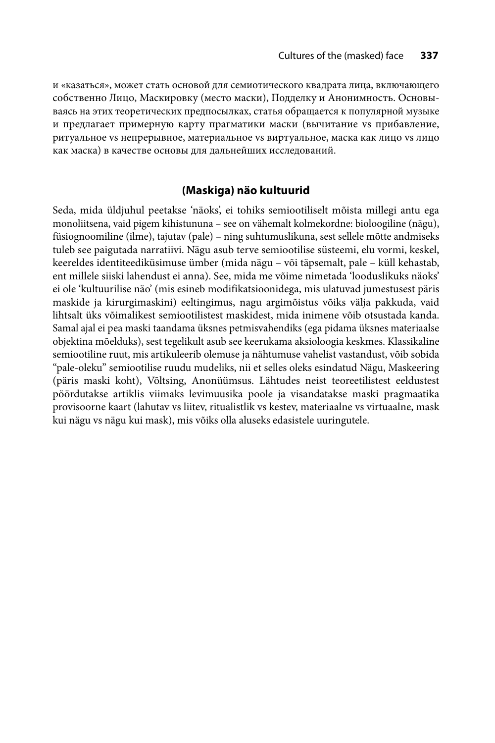и «казаться», может стать основой для семиотического квадрата лица, включающего собственно Лицо, Маскировку (место маски), Подделку и Анонимность. Основываясь на этих теоретических предпосылках, статья обращается к популярной музыке и предлагает примерную карту прагматики маски (вычитание vs прибавление, ритуальное vs непрерывное, материальное vs виртуальное, маска как лицо vs лицо как маска) в качестве основы для дальнейших исследований.

## (Maskiga) näo kultuurid

Seda, mida üldjuhul peetakse 'näoks', ei tohiks semiootiliselt mõista millegi antu ega monoliitsena, vaid pigem kihistununa – see on vähemalt kolmekordne: bioloogiline (nägu), füsiognoomiline (ilme), tajutav (pale) – ning suhtumuslikuna, sest sellele mõtte andmiseks tuleb see paigutada narratiivi. Nägu asub terve semiootilise süsteemi, elu vormi, keskel, keereldes identiteediküsimuse ümber (mida nägu – või täpsemalt, pale – küll kehastab, ent millele siiski lahendust ei anna). See, mida me võime nimetada 'looduslikuks näoks' ei ole 'kultuurilise näo' (mis esineb modifikatsioonidega, mis ulatuvad jumestusest päris maskide ja kirurgimaskini) eeltingimus, nagu argimõistus võiks välja pakkuda, vaid lihtsalt üks võimalikest semiootilistest maskidest, mida inimene võib otsustada kanda. Samal ajal ei pea maski taandama üksnes petmisvahendiks (ega pidama üksnes materiaalse objektina mõelduks), sest tegelikult asub see keerukama aksioloogia keskmes. Klassikaline semiootiline ruut, mis artikuleerib olemuse ja nähtumuse vahelist vastandust, võib sobida "pale-oleku" semiootilise ruudu mudeliks, nii et selles oleks esindatud Nägu, Maskeering (päris maski koht), Võltsing, Anonüümsus. Lähtudes neist teoreetilistest eeldustest pöördutakse artiklis viimaks levimuusika poole ja visandatakse maski pragmaatika provisoorne kaart (lahutav vs liitev, ritualistlik vs kestev, materiaalne vs virtuaalne, mask kui nägu vs nägu kui mask), mis võiks olla aluseks edasistele uuringutele.